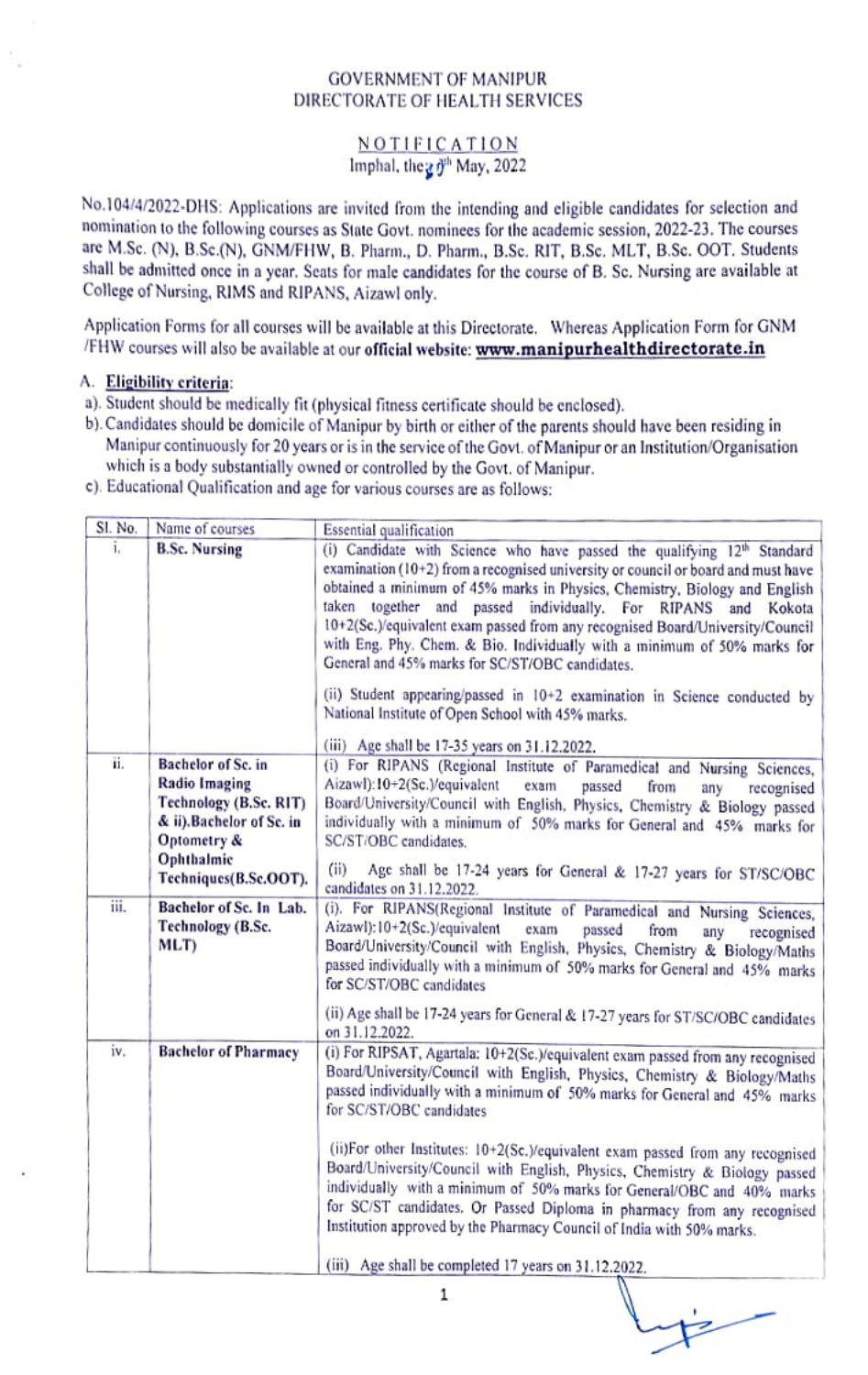GOVERNMENT OF MANIPUR
DIRECTORATE OF HEALTH SERVICES

## NOTIFICATION

Imphal, the 20th May, 2022

No.104/4/2022-DHS: Applications are invited from the intending and eligible candidates for selection and nomination to the following courses as State Govt. nominees for the academic session, 2022-23. The courses are M.Sc. (N), B.Sc.(N), GNM/FHW, B. Pharm., D. Pharm., B.Sc. RIT, B.Sc. MLT, B.Sc. OOT. Students shall be admitted once in a year. Seats for male candidates for the course of B. Sc. Nursing are available at College of Nursing, RIMS and RIPANS, Aizawl only.

Application Forms for all courses will be available at this Directorate. Whereas Application Form for GNM /FHW courses will also be available at our **official website: www.manipurhealthdirectorate.in**

A. **Eligibility criteria**:

a). Student should be medically fit (physical fitness certificate should be enclosed).

b). Candidates should be domicile of Manipur by birth or either of the parents should have been residing in Manipur continuously for 20 years or is in the service of the Govt. of Manipur or an Institution/Organisation which is a body substantially owned or controlled by the Govt. of Manipur.

c). Educational Qualification and age for various courses are as follows:

| Sl. No. | Name of courses | Essential qualification |
|---|---|---|
| i. | **B.Sc. Nursing** | (i) Candidate with Science who have passed the qualifying 12th Standard examination (10+2) from a recognised university or council or board and must have obtained a minimum of 45% marks in Physics, Chemistry, Biology and English taken together and passed individually. For RIPANS and Kokota 10+2(Sc.)/equivalent exam passed from any recognised Board/University/Council with Eng. Phy. Chem. & Bio. Individually with a minimum of 50% marks for General and 45% marks for SC/ST/OBC candidates.<br><br>(ii) Student appearing/passed in 10+2 examination in Science conducted by National Institute of Open School with 45% marks.<br><br>(iii) Age shall be 17-35 years on 31.12.2022. |
| ii. | **Bachelor of Sc. in Radio Imaging Technology (B.Sc. RIT) & ii).Bachelor of Sc. in Optometry & Ophthalmic Techniques(B.Sc.OOT).** | (i) For RIPANS (Regional Institute of Paramedical and Nursing Sciences, Aizawl):10+2(Sc.)/equivalent exam passed from any recognised Board/University/Council with English, Physics, Chemistry & Biology passed individually with a minimum of 50% marks for General and 45% marks for SC/ST/OBC candidates.<br><br>(ii) Age shall be 17-24 years for General & 17-27 years for ST/SC/OBC candidates on 31.12.2022. |
| iii. | **Bachelor of Sc. In Lab. Technology (B.Sc. MLT)** | (i). For RIPANS(Regional Institute of Paramedical and Nursing Sciences, Aizawl):10+2(Sc.)/equivalent exam passed from any recognised Board/University/Council with English, Physics, Chemistry & Biology/Maths passed individually with a minimum of 50% marks for General and 45% marks for SC/ST/OBC candidates<br><br>(ii) Age shall be 17-24 years for General & 17-27 years for ST/SC/OBC candidates on 31.12.2022. |
| iv. | **Bachelor of Pharmacy** | (i) For RIPSAT, Agartala: 10+2(Sc.)/equivalent exam passed from any recognised Board/University/Council with English, Physics, Chemistry & Biology/Maths passed individually with a minimum of 50% marks for General and 45% marks for SC/ST/OBC candidates<br><br>(ii)For other Institutes: 10+2(Sc.)/equivalent exam passed from any recognised Board/University/Council with English, Physics, Chemistry & Biology passed individually with a minimum of 50% marks for General/OBC and 40% marks for SC/ST candidates. Or Passed Diploma in pharmacy from any recognised Institution approved by the Pharmacy Council of India with 50% marks.<br><br>(iii) Age shall be completed 17 years on 31.12.2022. |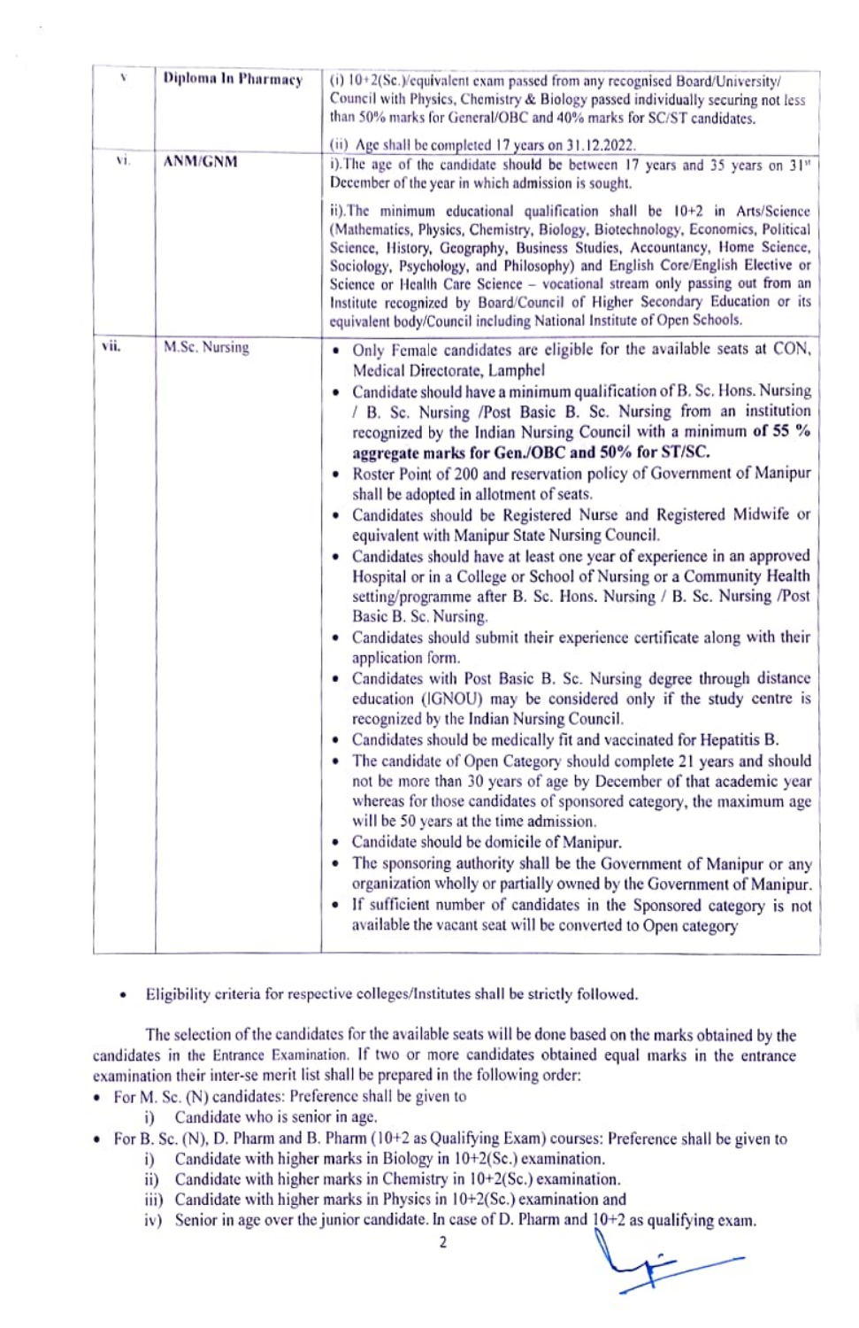| v | Diploma In Pharmacy | (i) 10+2(Sc.)/equivalent exam passed from any recognised Board/University/ Council with Physics, Chemistry & Biology passed individually securing not less than 50% marks for General/OBC and 40% marks for SC/ST candidates.<br><br>(ii) Age shall be completed 17 years on 31.12.2022. |
|---|---|---|
| vi. | ANM/GNM | i).The age of the candidate should be between 17 years and 35 years on 31st December of the year in which admission is sought.<br><br>ii).The minimum educational qualification shall be 10+2 in Arts/Science (Mathematics, Physics, Chemistry, Biology, Biotechnology, Economics, Political Science, History, Geography, Business Studies, Accountancy, Home Science, Sociology, Psychology, and Philosophy) and English Core/English Elective or Science or Health Care Science – vocational stream only passing out from an Institute recognized by Board/Council of Higher Secondary Education or its equivalent body/Council including National Institute of Open Schools. |
| vii. | M.Sc. Nursing | • Only Female candidates are eligible for the available seats at CON, Medical Directorate, Lamphel<br>• Candidate should have a minimum qualification of B. Sc. Hons. Nursing / B. Sc. Nursing /Post Basic B. Sc. Nursing from an institution recognized by the Indian Nursing Council with a minimum **of 55 % aggregate marks for Gen./OBC and 50% for ST/SC.**<br>• Roster Point of 200 and reservation policy of Government of Manipur shall be adopted in allotment of seats.<br>• Candidates should be Registered Nurse and Registered Midwife or equivalent with Manipur State Nursing Council.<br>• Candidates should have at least one year of experience in an approved Hospital or in a College or School of Nursing or a Community Health setting/programme after B. Sc. Hons. Nursing / B. Sc. Nursing /Post Basic B. Sc. Nursing.<br>• Candidates should submit their experience certificate along with their application form.<br>• Candidates with Post Basic B. Sc. Nursing degree through distance education (IGNOU) may be considered only if the study centre is recognized by the Indian Nursing Council.<br>• Candidates should be medically fit and vaccinated for Hepatitis B.<br>• The candidate of Open Category should complete 21 years and should not be more than 30 years of age by December of that academic year whereas for those candidates of sponsored category, the maximum age will be 50 years at the time admission.<br>• Candidate should be domicile of Manipur.<br>• The sponsoring authority shall be the Government of Manipur or any organization wholly or partially owned by the Government of Manipur.<br>• If sufficient number of candidates in the Sponsored category is not available the vacant seat will be converted to Open category |

- Eligibility criteria for respective colleges/Institutes shall be strictly followed.

The selection of the candidates for the available seats will be done based on the marks obtained by the candidates in the Entrance Examination. If two or more candidates obtained equal marks in the entrance examination their inter-se merit list shall be prepared in the following order:

- For M. Sc. (N) candidates: Preference shall be given to
  - i) Candidate who is senior in age.
- For B. Sc. (N), D. Pharm and B. Pharm (10+2 as Qualifying Exam) courses: Preference shall be given to
  - i) Candidate with higher marks in Biology in 10+2(Sc.) examination.
  - ii) Candidate with higher marks in Chemistry in 10+2(Sc.) examination.
  - iii) Candidate with higher marks in Physics in 10+2(Sc.) examination and
  - iv) Senior in age over the junior candidate. In case of D. Pharm and 10+2 as qualifying exam.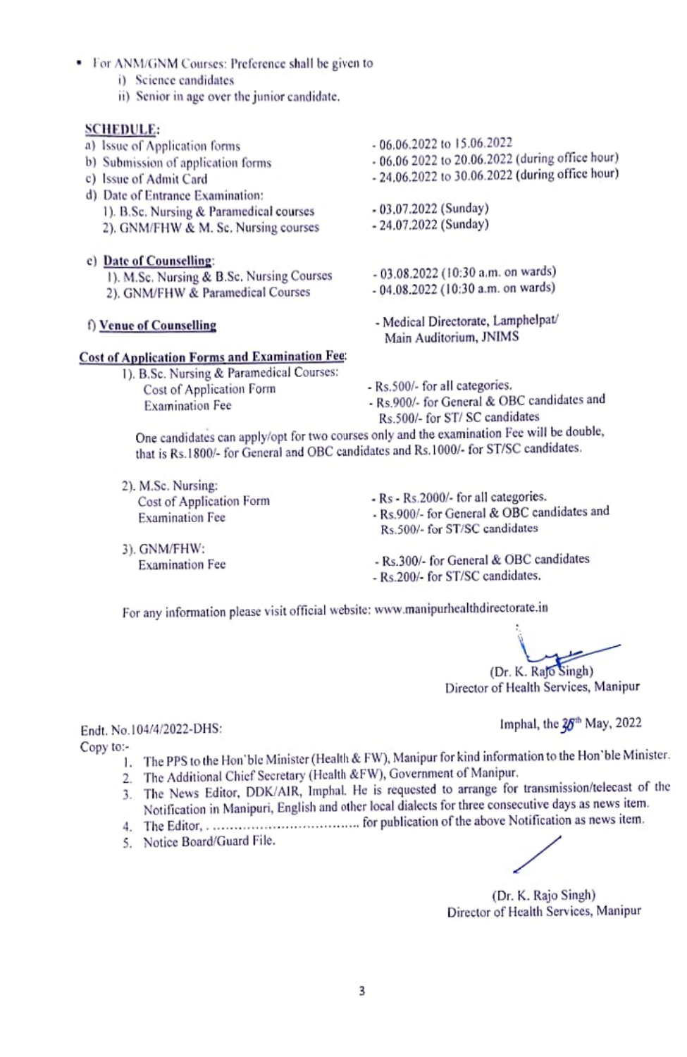- For ANM/GNM Courses: Preference shall be given to
  - i) Science candidates
  - ii) Senior in age over the junior candidate.

**SCHEDULE:**

| | |
|---|---|
| a) Issue of Application forms | - 06.06.2022 to 15.06.2022 |
| b) Submission of application forms | - 06.06 2022 to 20.06.2022 (during office hour) |
| c) Issue of Admit Card | - 24.06.2022 to 30.06.2022 (during office hour) |
| d) Date of Entrance Examination: | |
| 1). B.Sc. Nursing & Paramedical courses | - 03.07.2022 (Sunday) |
| 2). GNM/FHW & M. Sc. Nursing courses | - 24.07.2022 (Sunday) |
| e) **Date of Counselling**: | |
| 1). M.Sc. Nursing & B.Sc. Nursing Courses | - 03.08.2022 (10:30 a.m. on wards) |
| 2). GNM/FHW & Paramedical Courses | - 04.08.2022 (10:30 a.m. on wards) |
| f) **Venue of Counselling** | - Medical Directorate, Lamphelpat/ Main Auditorium, JNIMS |

**Cost of Application Forms and Examination Fee:**

1). B.Sc. Nursing & Paramedical Courses:

| | |
|---|---|
| Cost of Application Form | - Rs.500/- for all categories. |
| Examination Fee | - Rs.900/- for General & OBC candidates and Rs.500/- for ST/ SC candidates |

One candidates can apply/opt for two courses only and the examination Fee will be double, that is Rs.1800/- for General and OBC candidates and Rs.1000/- for ST/SC candidates.

2). M.Sc. Nursing:

| | |
|---|---|
| Cost of Application Form | - Rs - Rs.2000/- for all categories. |
| Examination Fee | - Rs.900/- for General & OBC candidates and Rs.500/- for ST/SC candidates |

3). GNM/FHW:

| | |
|---|---|
| Examination Fee | - Rs.300/- for General & OBC candidates<br>- Rs.200/- for ST/SC candidates. |

For any information please visit official website: www.manipurhealthdirectorate.in

(Dr. K. Rajo Singh)
Director of Health Services, Manipur

Endt. No.104/4/2022-DHS: Imphal, the 30th May, 2022

Copy to:-

1. The PPS to the Hon'ble Minister (Health & FW), Manipur for kind information to the Hon'ble Minister.
2. The Additional Chief Secretary (Health &FW), Government of Manipur.
3. The News Editor, DDK/AIR, Imphal. He is requested to arrange for transmission/telecast of the Notification in Manipuri, English and other local dialects for three consecutive days as news item.
4. The Editor, . ................................. for publication of the above Notification as news item.
5. Notice Board/Guard File.

(Dr. K. Rajo Singh)
Director of Health Services, Manipur